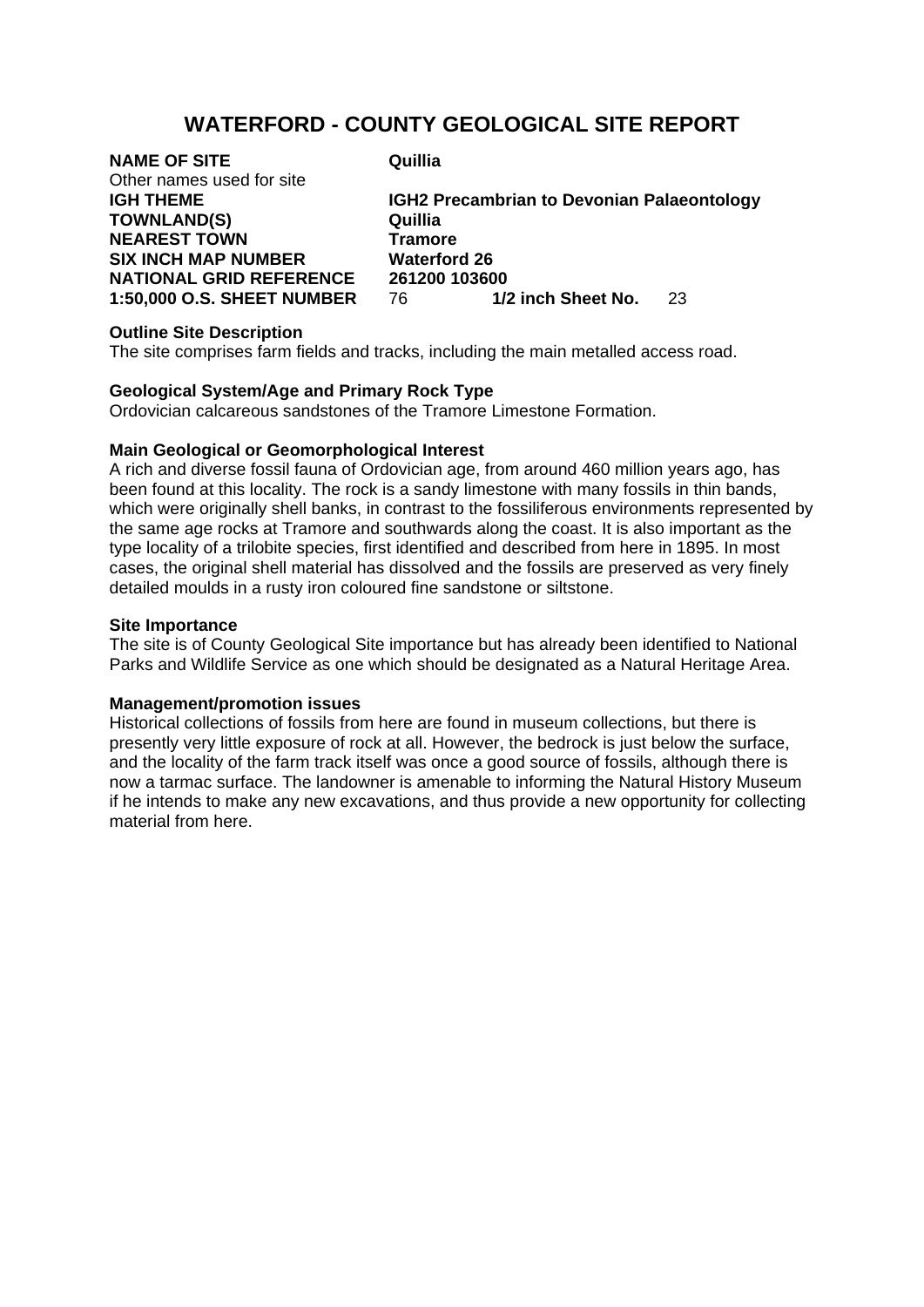# WATERFORD - COUNTY GEOLOGICAL SITE REPORT

| | | | |
|---|---|---|---|
| **NAME OF SITE** | **Quillia** | | |
| Other names used for site | | | |
| **IGH THEME** | **IGH2 Precambrian to Devonian Palaeontology** | | |
| **TOWNLAND(S)** | **Quillia** | | |
| **NEAREST TOWN** | **Tramore** | | |
| **SIX INCH MAP NUMBER** | **Waterford 26** | | |
| **NATIONAL GRID REFERENCE** | **261200 103600** | | |
| **1:50,000 O.S. SHEET NUMBER** | 76 | **1/2 inch Sheet No.** | 23 |

**Outline Site Description**

The site comprises farm fields and tracks, including the main metalled access road.

**Geological System/Age and Primary Rock Type**

Ordovician calcareous sandstones of the Tramore Limestone Formation.

**Main Geological or Geomorphological Interest**

A rich and diverse fossil fauna of Ordovician age, from around 460 million years ago, has been found at this locality. The rock is a sandy limestone with many fossils in thin bands, which were originally shell banks, in contrast to the fossiliferous environments represented by the same age rocks at Tramore and southwards along the coast. It is also important as the type locality of a trilobite species, first identified and described from here in 1895. In most cases, the original shell material has dissolved and the fossils are preserved as very finely detailed moulds in a rusty iron coloured fine sandstone or siltstone.

**Site Importance**

The site is of County Geological Site importance but has already been identified to National Parks and Wildlife Service as one which should be designated as a Natural Heritage Area.

**Management/promotion issues**

Historical collections of fossils from here are found in museum collections, but there is presently very little exposure of rock at all. However, the bedrock is just below the surface, and the locality of the farm track itself was once a good source of fossils, although there is now a tarmac surface. The landowner is amenable to informing the Natural History Museum if he intends to make any new excavations, and thus provide a new opportunity for collecting material from here.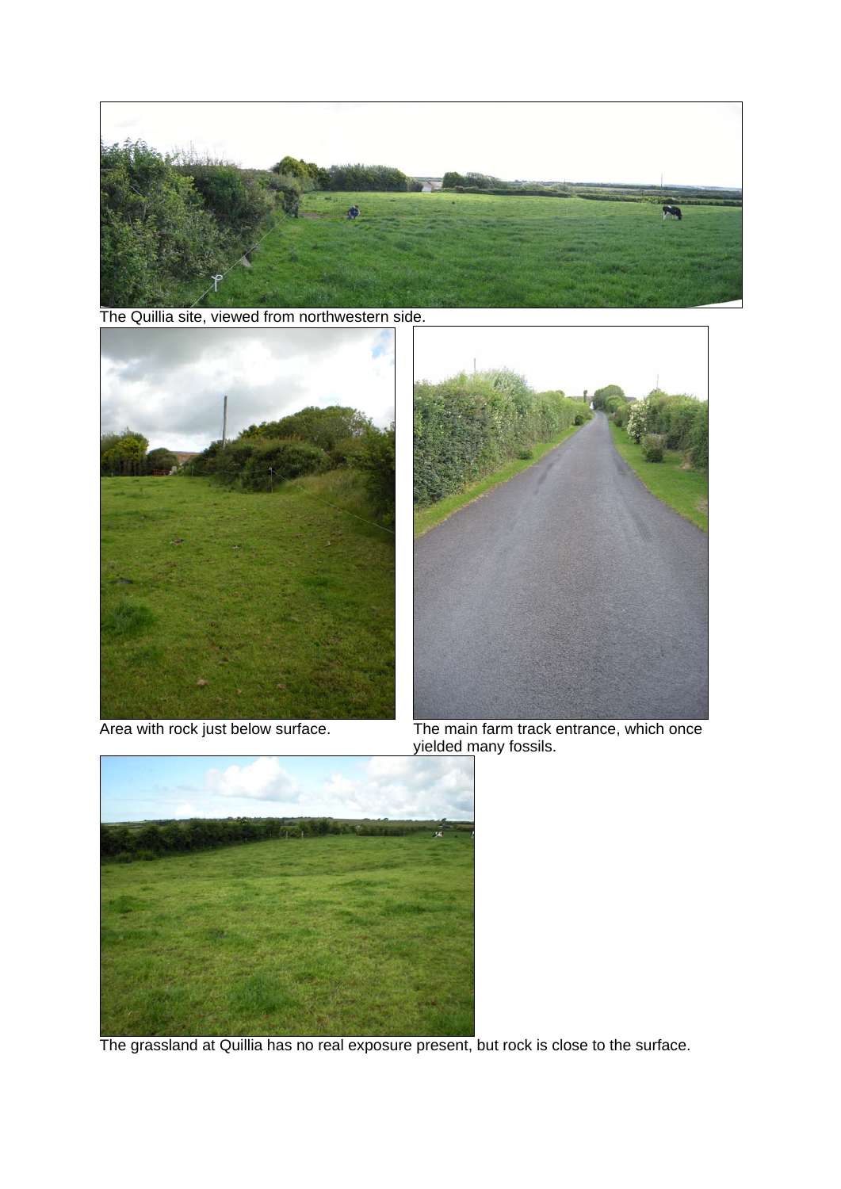The Quillia site, viewed from northwestern side.

Area with rock just below surface.

The main farm track entrance, which once yielded many fossils.

The grassland at Quillia has no real exposure present, but rock is close to the surface.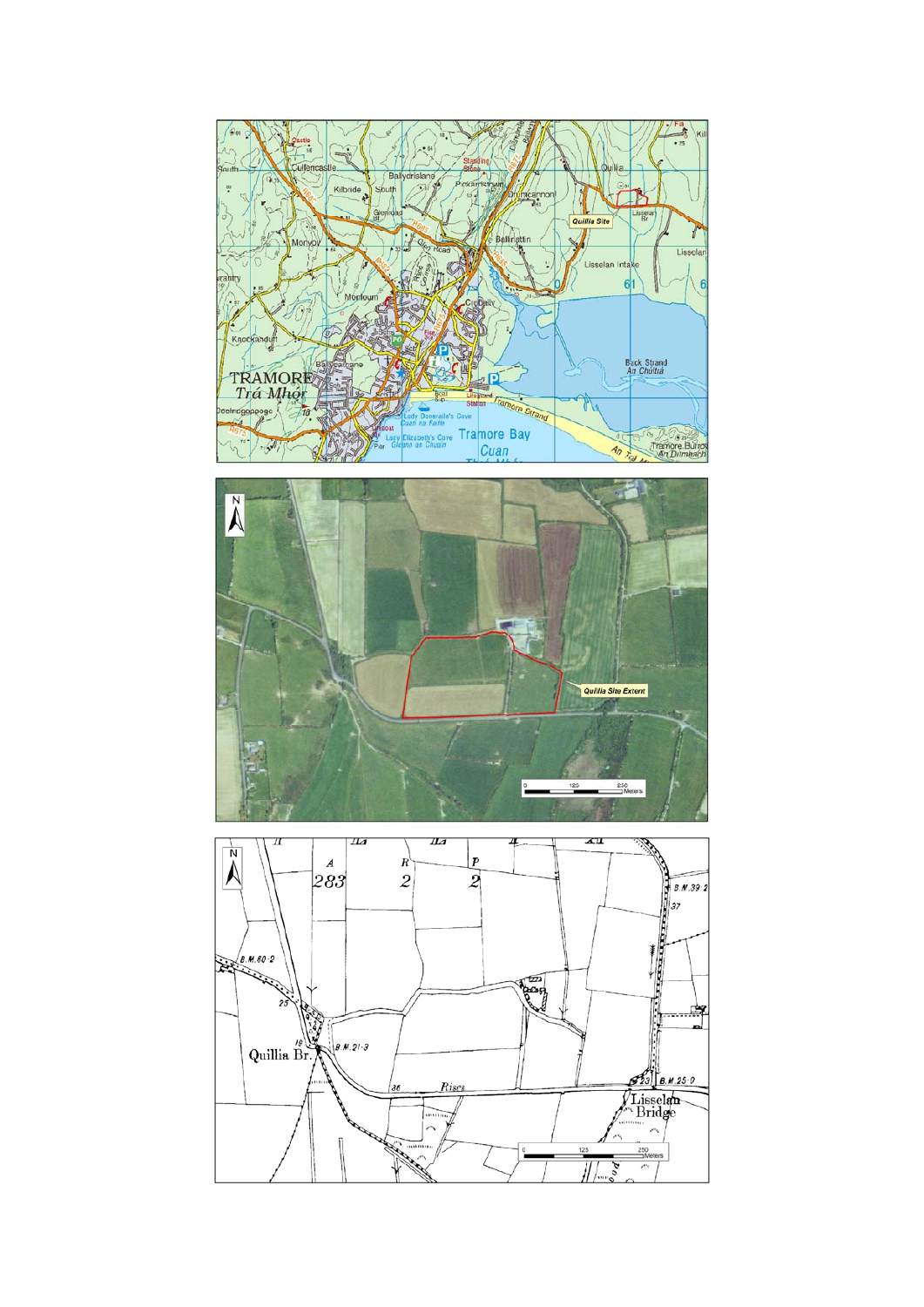Quillia Site

TRAMORE
Trá Mhór

Tramore Bay
Cuan

Back Strand
An Chúltrá

Tramore Strand

Quillia Site Extent

0 125 250
Meters

Quillia Br.

Lisselan Bridge

Rises

0 125 250
Meters